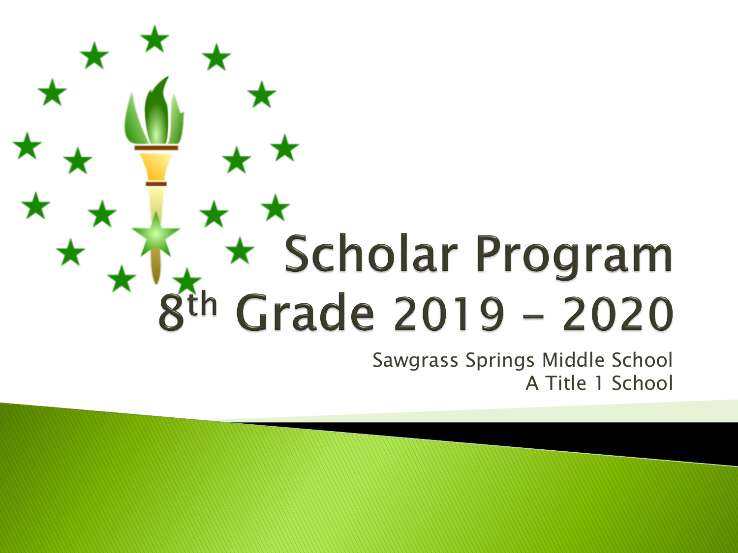# Scholar Program 8th Grade 2019 – 2020

Sawgrass Springs Middle School
A Title 1 School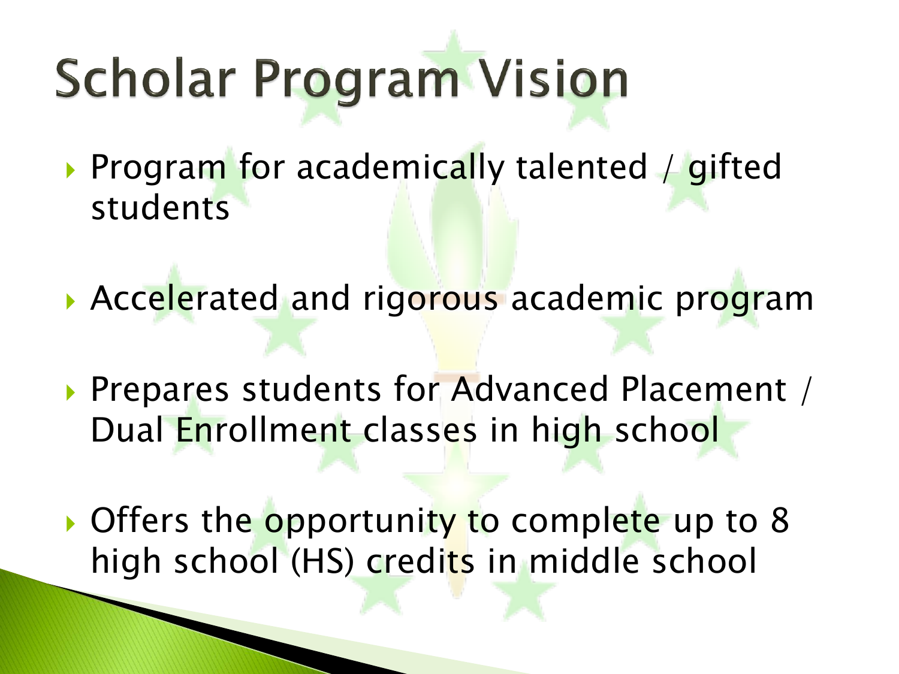# Scholar Program Vision

- Program for academically talented / gifted students
- Accelerated and rigorous academic program
- Prepares students for Advanced Placement / Dual Enrollment classes in high school
- Offers the opportunity to complete up to 8 high school (HS) credits in middle school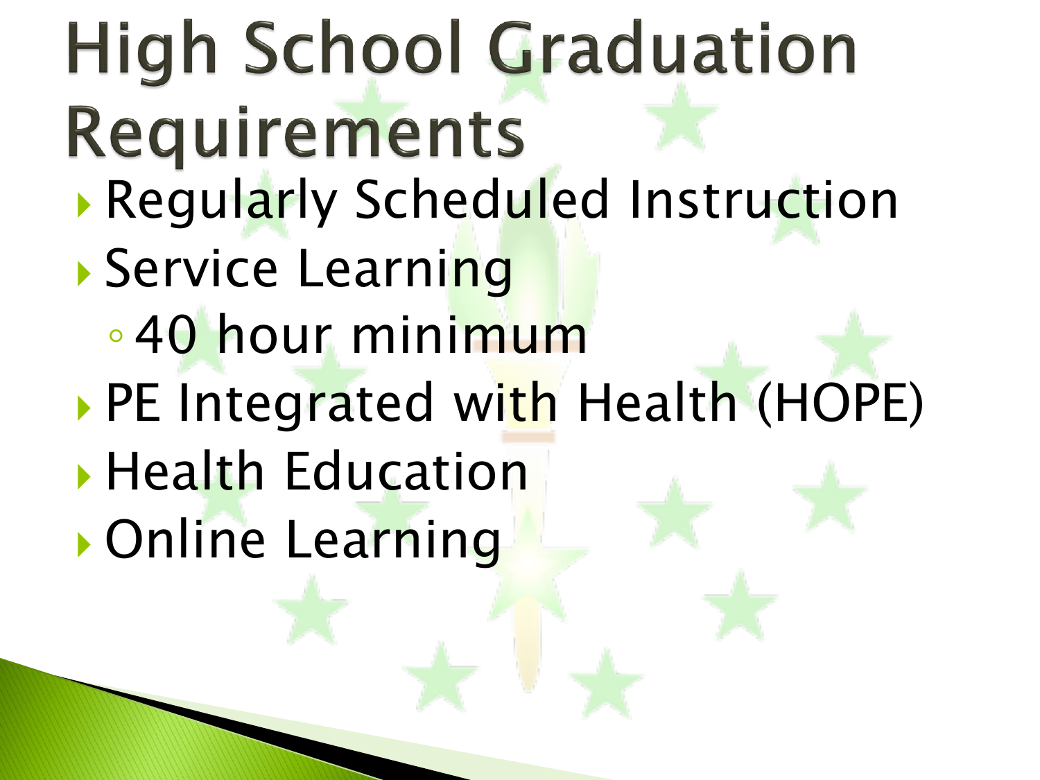# High School Graduation Requirements

- Regularly Scheduled Instruction
- Service Learning
  - 40 hour minimum
- PE Integrated with Health (HOPE)
- Health Education
- Online Learning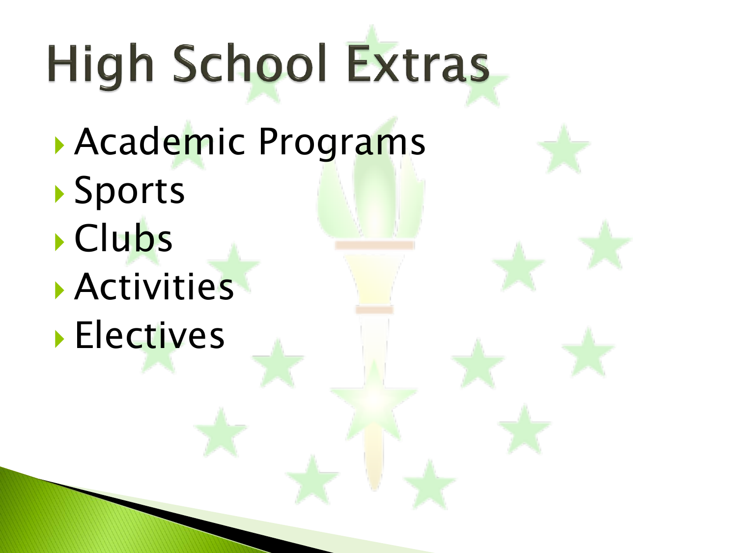# High School Extras

- Academic Programs
- Sports
- Clubs
- Activities
- Electives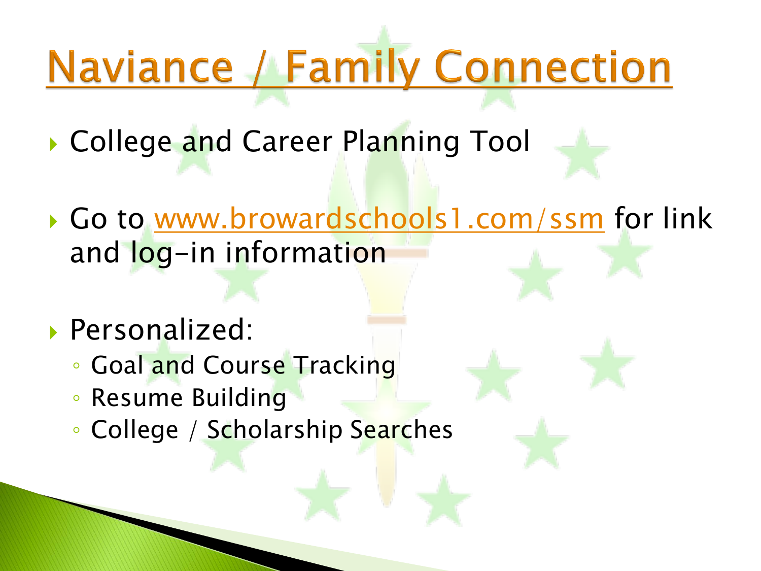# Naviance / Family Connection

- College and Career Planning Tool
- Go to www.browardschools1.com/ssm for link and log-in information
- Personalized:
  - Goal and Course Tracking
  - Resume Building
  - College / Scholarship Searches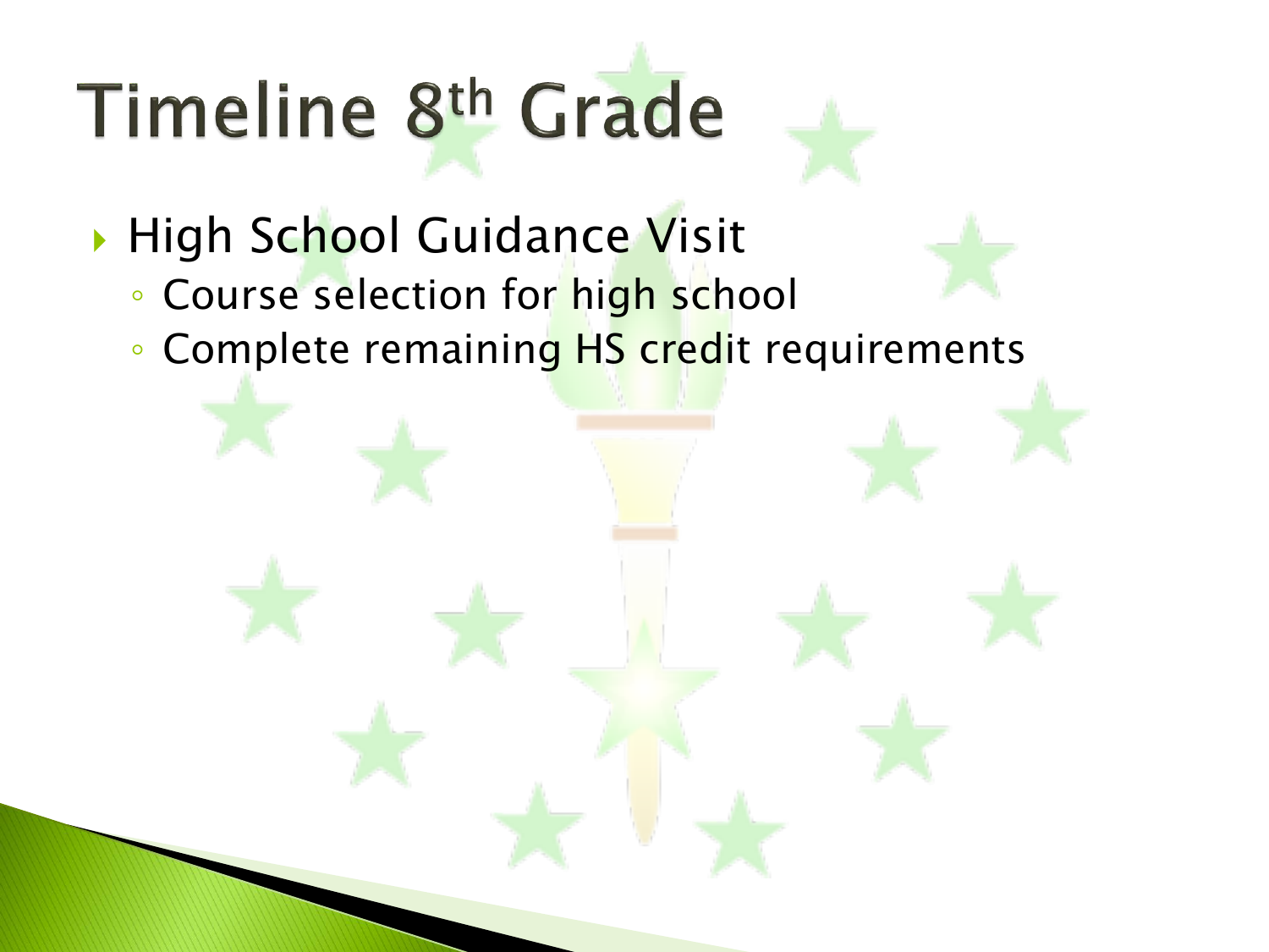# Timeline 8th Grade

- High School Guidance Visit
  - Course selection for high school
  - Complete remaining HS credit requirements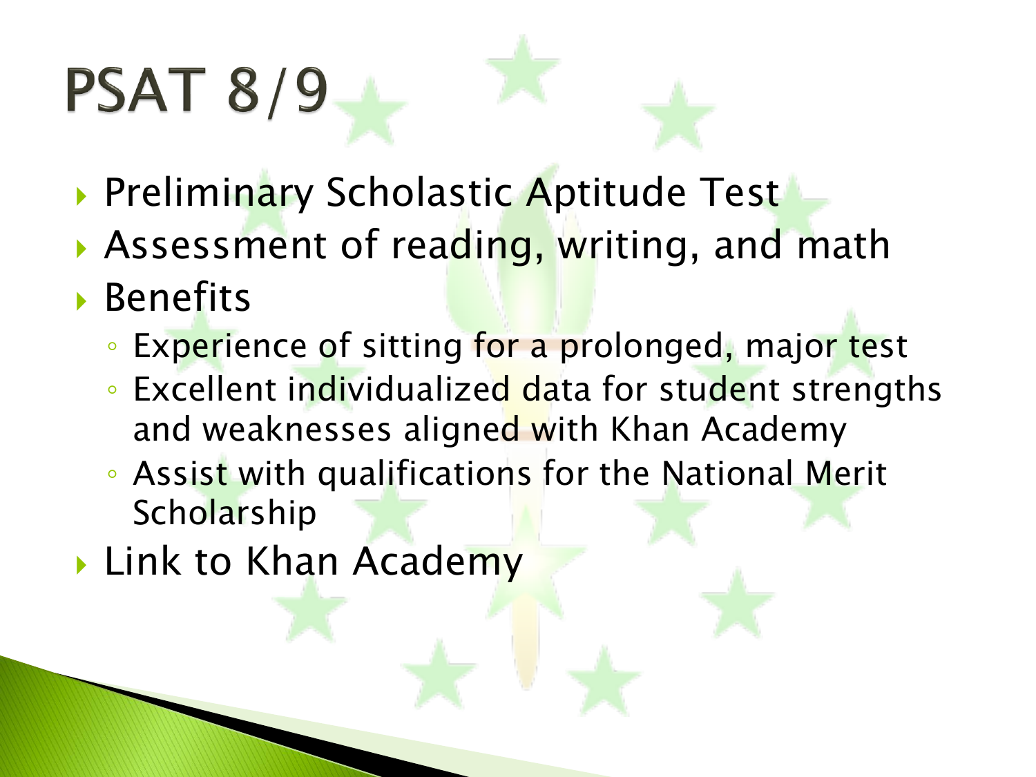# PSAT 8/9

- Preliminary Scholastic Aptitude Test
- Assessment of reading, writing, and math
- Benefits
  - Experience of sitting for a prolonged, major test
  - Excellent individualized data for student strengths and weaknesses aligned with Khan Academy
  - Assist with qualifications for the National Merit Scholarship
- Link to Khan Academy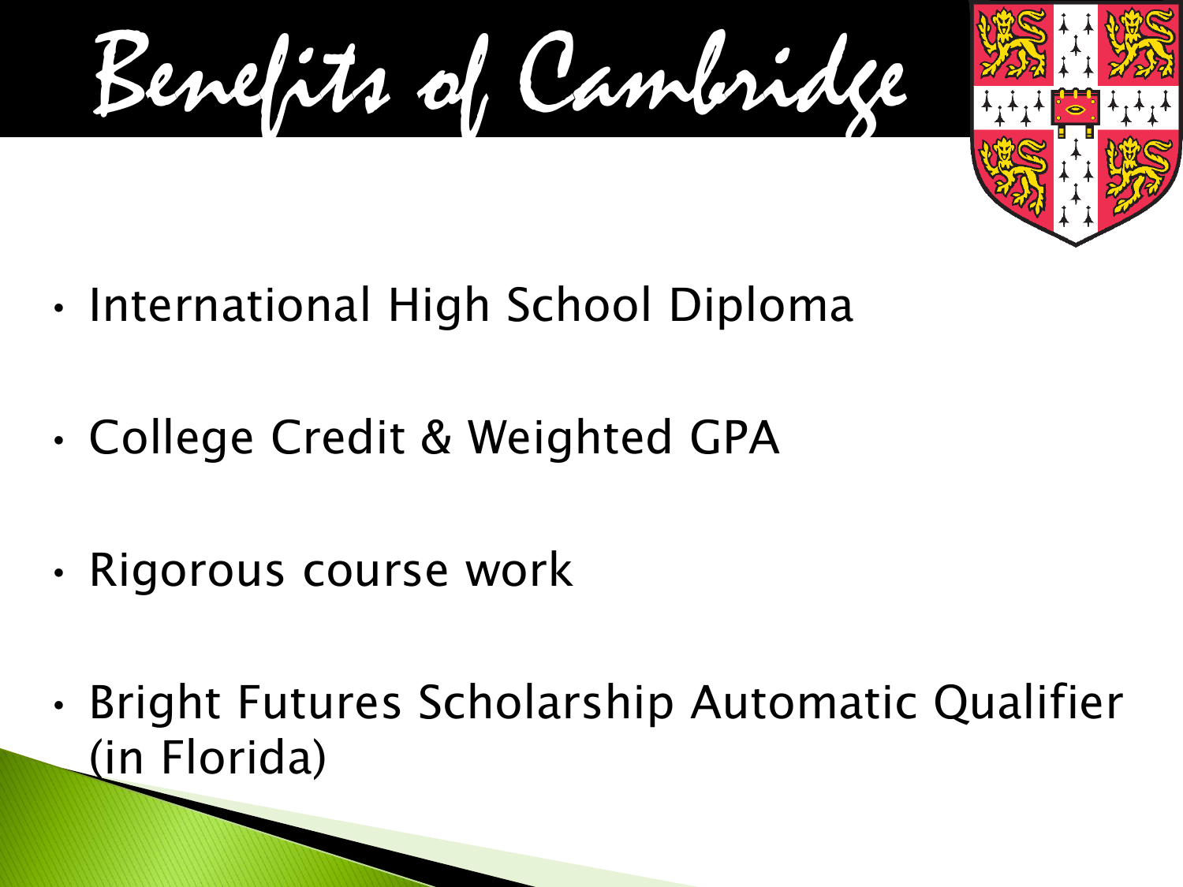# Benefits of Cambridge

- International High School Diploma
- College Credit & Weighted GPA
- Rigorous course work
- Bright Futures Scholarship Automatic Qualifier (in Florida)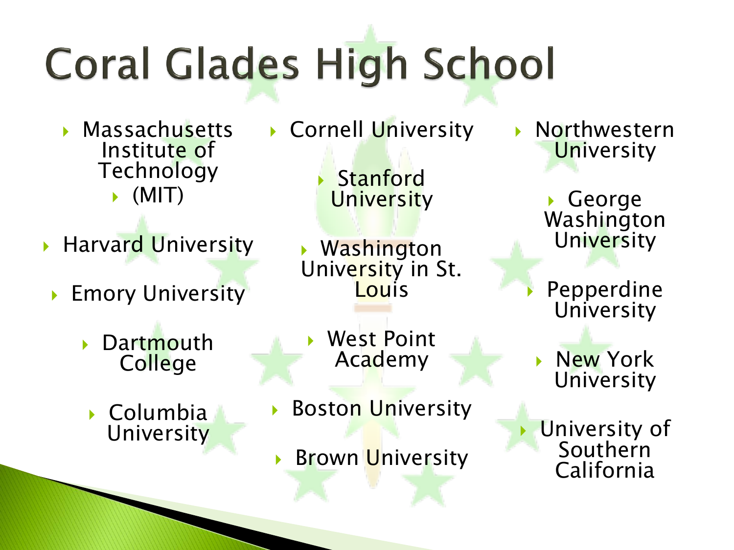# Coral Glades High School

- Massachusetts Institute of Technology
  - (MIT)
- Harvard University
- Emory University
- Dartmouth College
- Columbia University
- Cornell University
- Stanford University
- Washington University in St. Louis
- West Point Academy
- Boston University
- Brown University
- Northwestern University
- George Washington University
- Pepperdine University
- New York University
- University of Southern California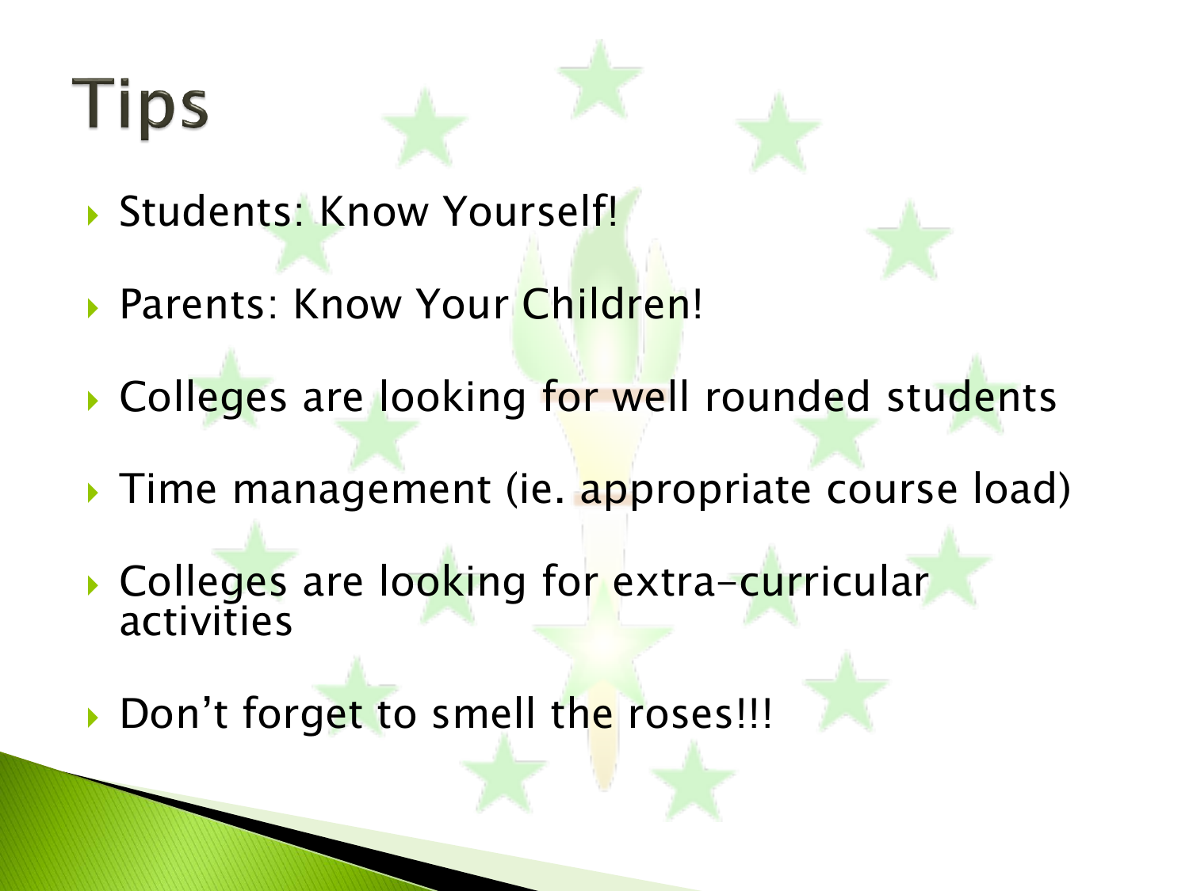# Tips

- Students: Know Yourself!
- Parents: Know Your Children!
- Colleges are looking for well rounded students
- Time management (ie. appropriate course load)
- Colleges are looking for extra-curricular activities
- Don't forget to smell the roses!!!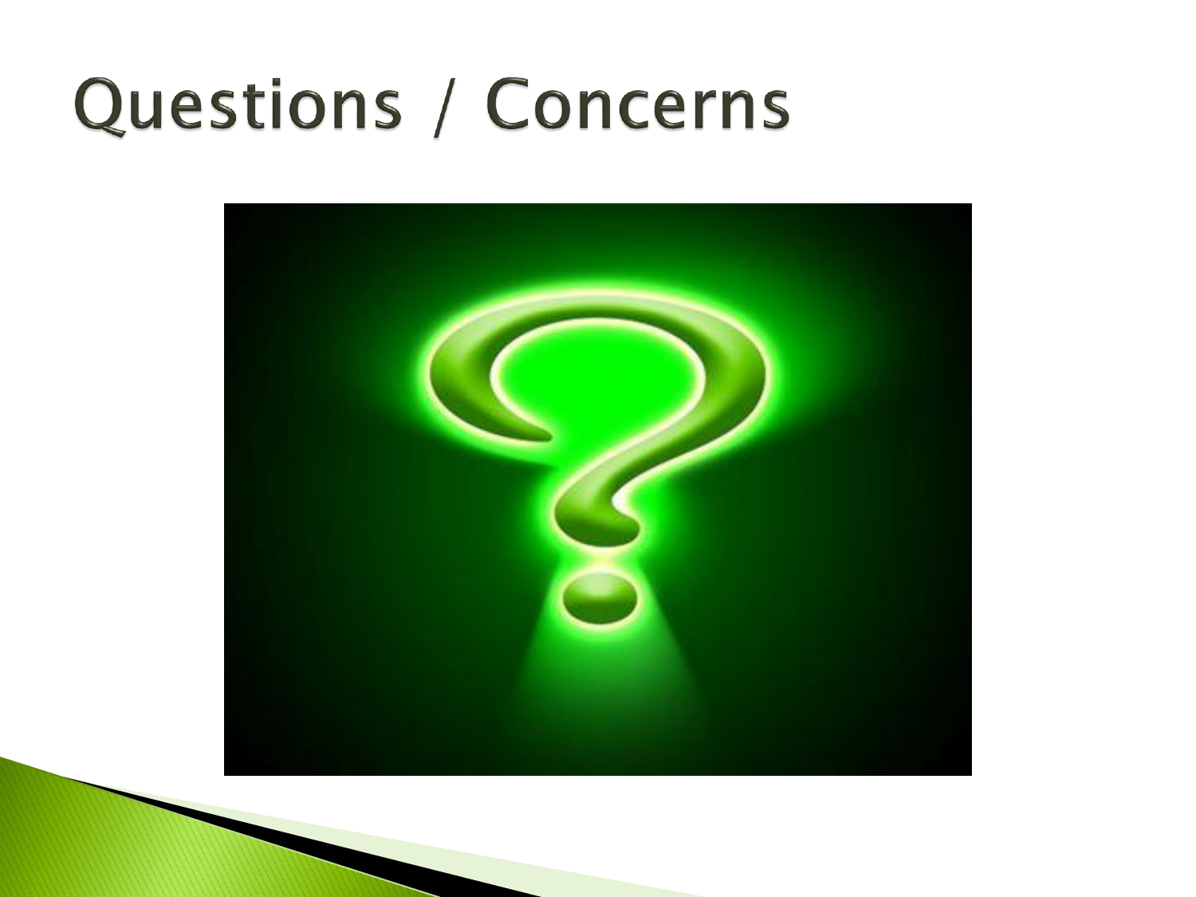# Questions / Concerns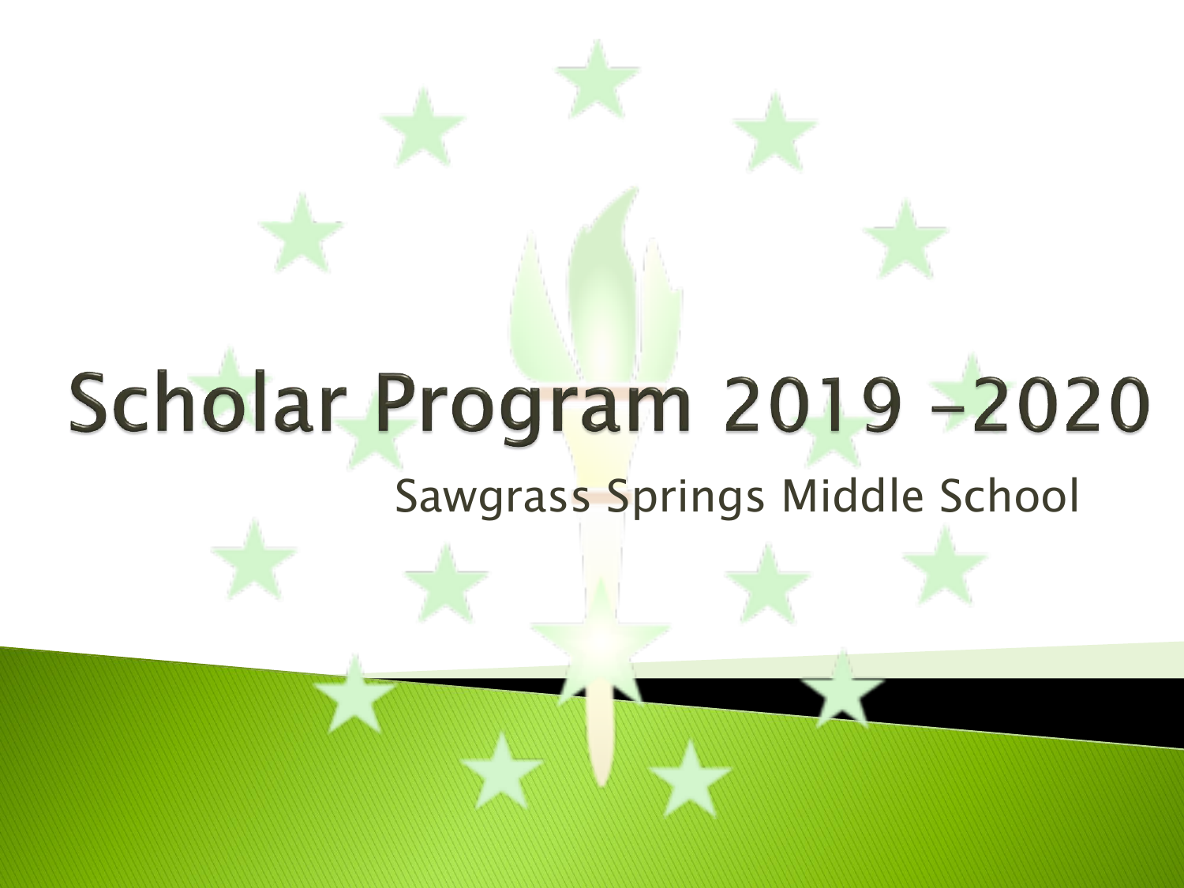# Scholar Program 2019 –2020

Sawgrass Springs Middle School